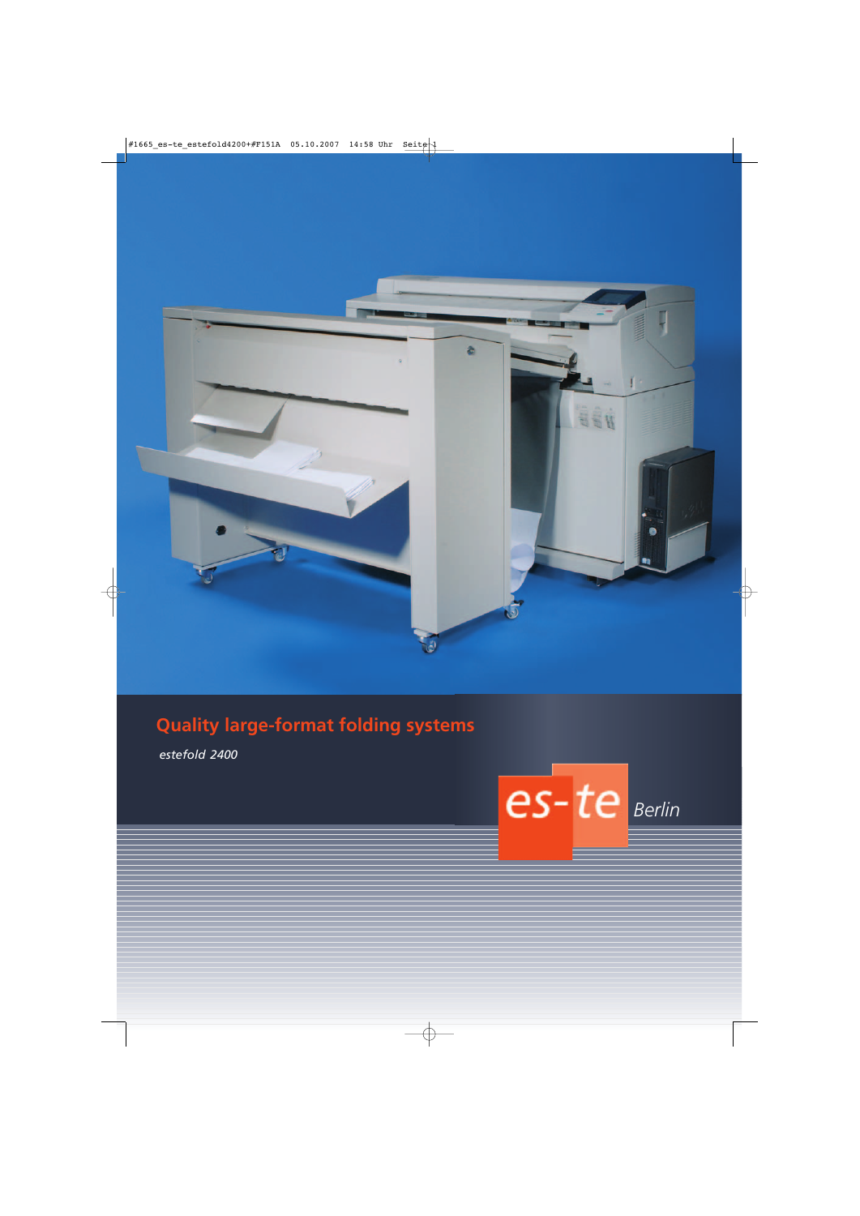# Quality large-format folding systems

*estefold 2400*

es-te *Berlin*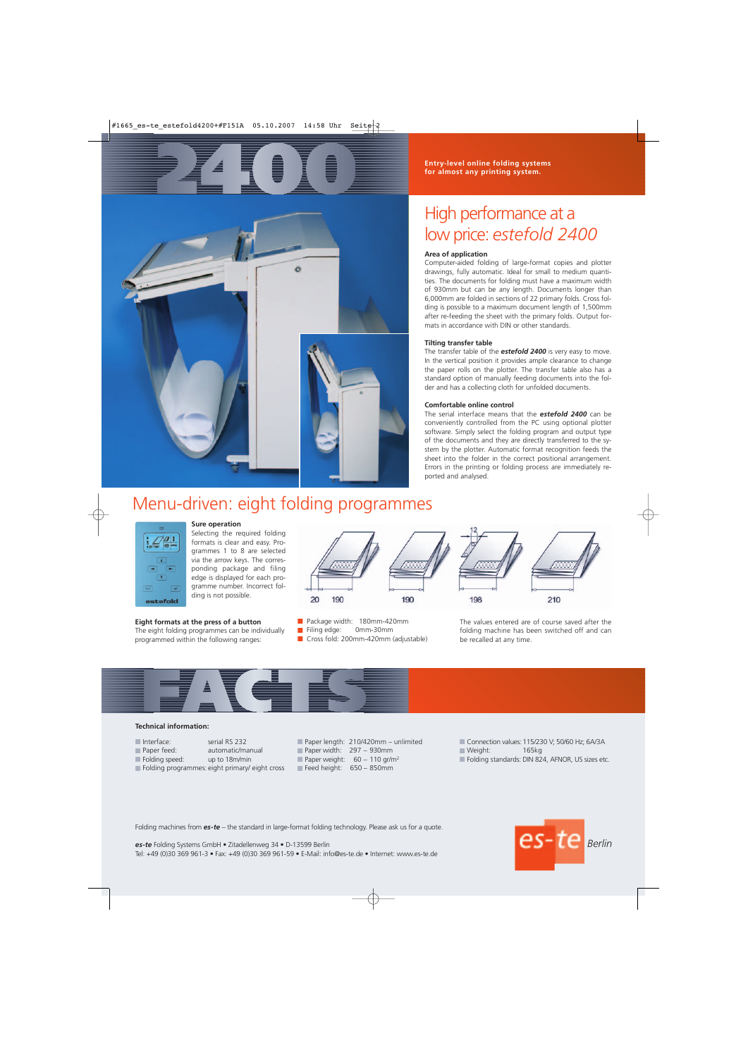# 2400

**Entry-level online folding systems for almost any printing system.**

## High performance at a low price: *estefold 2400*

### Area of application

Computer-aided folding of large-format copies and plotter drawings, fully automatic. Ideal for small to medium quantities. The documents for folding must have a maximum width of 930mm but can be any length. Documents longer than 6,000mm are folded in sections of 22 primary folds. Cross folding is possible to a maximum document length of 1,500mm after re-feeding the sheet with the primary folds. Output formats in accordance with DIN or other standards.

### Tilting transfer table

The transfer table of the ***estefold 2400*** is very easy to move. In the vertical position it provides ample clearance to change the paper rolls on the plotter. The transfer table also has a standard option of manually feeding documents into the folder and has a collecting cloth for unfolded documents.

### Comfortable online control

The serial interface means that the ***estefold 2400*** can be conveniently controlled from the PC using optional plotter software. Simply select the folding program and output type of the documents and they are directly transferred to the system by the plotter. Automatic format recognition feeds the sheet into the folder in the correct positional arrangement. Errors in the printing or folding process are immediately reported and analysed.

## Menu-driven: eight folding programmes

### Sure operation

Selecting the required folding formats is clear and easy. Programmes 1 to 8 are selected via the arrow keys. The corresponding package and filing edge is displayed for each programme number. Incorrect folding is not possible.

20 190

190

12

198

210

### Eight formats at the press of a button

The eight folding programmes can be individually programmed within the following ranges:

- Package width: 180mm-420mm
- Filing edge: 0mm-30mm
- Cross fold: 200mm-420mm (adjustable)

The values entered are of course saved after the folding machine has been switched off and can be recalled at any time.

# FACTS

**Technical information:**

- Interface: serial RS 232
- Paper feed: automatic/manual
- Folding speed: up to 18m/min
- Folding programmes: eight primary/ eight cross
- Paper length: 210/420mm – unlimited
- Paper width: 297 – 930mm
- Paper weight: 60 – 110 gr/m²
- Feed height: 650 – 850mm
- Connection values: 115/230 V; 50/60 Hz; 6A/3A
- Weight: 165kg
- Folding standards: DIN 824, AFNOR, US sizes etc.

Folding machines from ***es-te*** – the standard in large-format folding technology. Please ask us for a quote.

***es-te*** Folding Systems GmbH • Zitadellenweg 34 • D-13599 Berlin
Tel: +49 (0)30 369 961-3 • Fax: +49 (0)30 369 961-59 • E-Mail: info@es-te.de • Internet: www.es-te.de

es-te Berlin